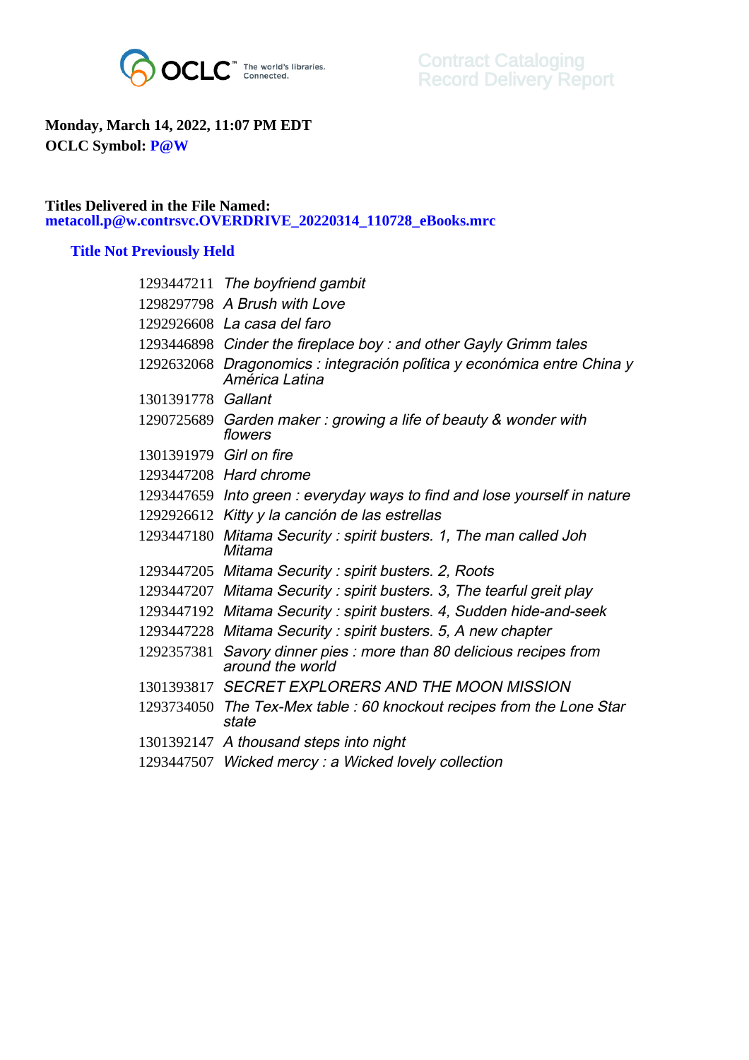Contract Cataloging
Record Delivery Report

**Monday, March 14, 2022, 11:07 PM EDT**
**OCLC Symbol: P@W**

**Titles Delivered in the File Named:**
**metacoll.p@w.contrsvc.OVERDRIVE_20220314_110728_eBooks.mrc**

## Title Not Previously Held

| | |
|---|---|
| 1293447211 | *The boyfriend gambit* |
| 1298297798 | *A Brush with Love* |
| 1292926608 | *La casa del faro* |
| 1293446898 | *Cinder the fireplace boy : and other Gayly Grimm tales* |
| 1292632068 | *Dragonomics : integración política y económica entre China y América Latina* |
| 1301391778 | *Gallant* |
| 1290725689 | *Garden maker : growing a life of beauty & wonder with flowers* |
| 1301391979 | *Girl on fire* |
| 1293447208 | *Hard chrome* |
| 1293447659 | *Into green : everyday ways to find and lose yourself in nature* |
| 1292926612 | *Kitty y la canción de las estrellas* |
| 1293447180 | *Mitama Security : spirit busters. 1, The man called Joh Mitama* |
| 1293447205 | *Mitama Security : spirit busters. 2, Roots* |
| 1293447207 | *Mitama Security : spirit busters. 3, The tearful greit play* |
| 1293447192 | *Mitama Security : spirit busters. 4, Sudden hide-and-seek* |
| 1293447228 | *Mitama Security : spirit busters. 5, A new chapter* |
| 1292357381 | *Savory dinner pies : more than 80 delicious recipes from around the world* |
| 1301393817 | *SECRET EXPLORERS AND THE MOON MISSION* |
| 1293734050 | *The Tex-Mex table : 60 knockout recipes from the Lone Star state* |
| 1301392147 | *A thousand steps into night* |
| 1293447507 | *Wicked mercy : a Wicked lovely collection* |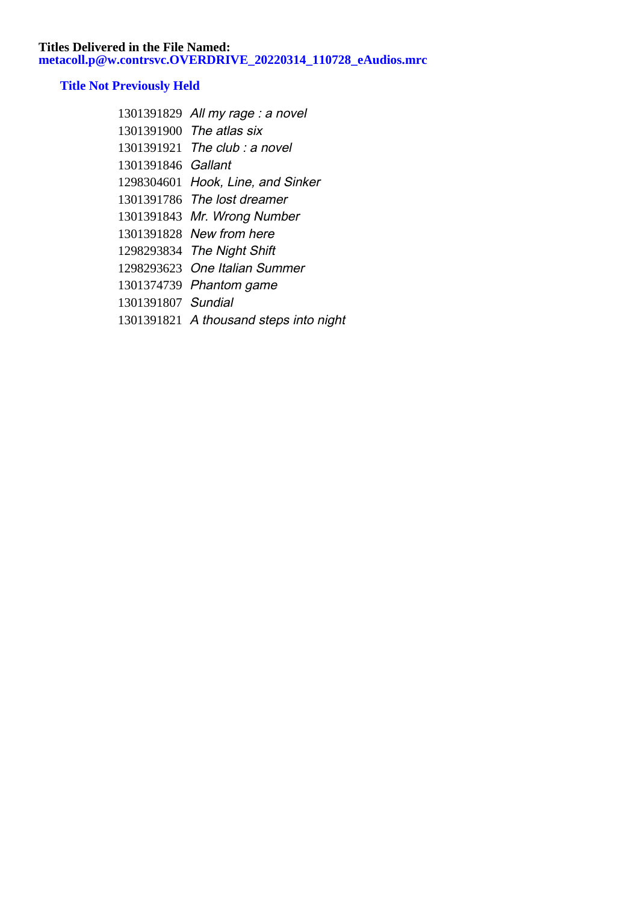**Titles Delivered in the File Named:**
**metacoll.p@w.contrsvc.OVERDRIVE_20220314_110728_eAudios.mrc**

### Title Not Previously Held

| | |
|---|---|
| 1301391829 | *All my rage : a novel* |
| 1301391900 | *The atlas six* |
| 1301391921 | *The club : a novel* |
| 1301391846 | *Gallant* |
| 1298304601 | *Hook, Line, and Sinker* |
| 1301391786 | *The lost dreamer* |
| 1301391843 | *Mr. Wrong Number* |
| 1301391828 | *New from here* |
| 1298293834 | *The Night Shift* |
| 1298293623 | *One Italian Summer* |
| 1301374739 | *Phantom game* |
| 1301391807 | *Sundial* |
| 1301391821 | *A thousand steps into night* |